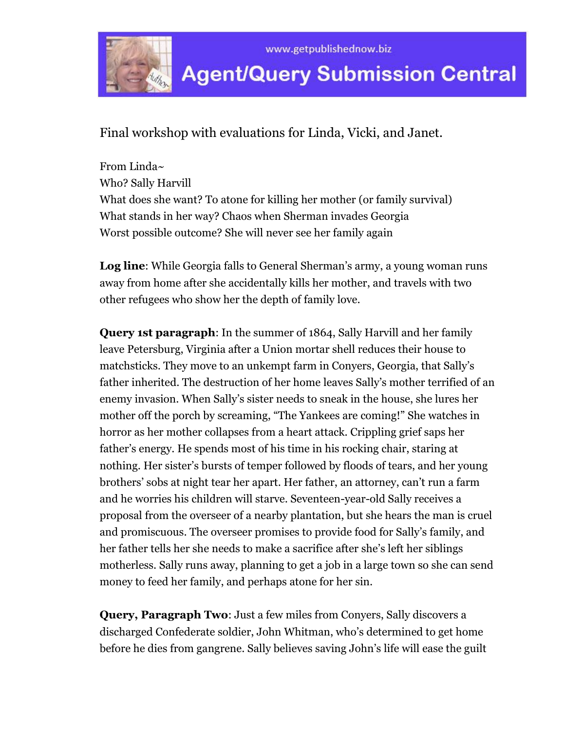www.getpublishednow.biz

# Agent/Query Submission Central

Final workshop with evaluations for Linda, Vicki, and Janet.

From Linda~
Who? Sally Harvill
What does she want? To atone for killing her mother (or family survival)
What stands in her way? Chaos when Sherman invades Georgia
Worst possible outcome? She will never see her family again

**Log line**: While Georgia falls to General Sherman's army, a young woman runs away from home after she accidentally kills her mother, and travels with two other refugees who show her the depth of family love.

**Query 1st paragraph**: In the summer of 1864, Sally Harvill and her family leave Petersburg, Virginia after a Union mortar shell reduces their house to matchsticks. They move to an unkempt farm in Conyers, Georgia, that Sally's father inherited. The destruction of her home leaves Sally's mother terrified of an enemy invasion. When Sally's sister needs to sneak in the house, she lures her mother off the porch by screaming, "The Yankees are coming!" She watches in horror as her mother collapses from a heart attack. Crippling grief saps her father's energy. He spends most of his time in his rocking chair, staring at nothing. Her sister's bursts of temper followed by floods of tears, and her young brothers' sobs at night tear her apart. Her father, an attorney, can't run a farm and he worries his children will starve. Seventeen-year-old Sally receives a proposal from the overseer of a nearby plantation, but she hears the man is cruel and promiscuous. The overseer promises to provide food for Sally's family, and her father tells her she needs to make a sacrifice after she's left her siblings motherless. Sally runs away, planning to get a job in a large town so she can send money to feed her family, and perhaps atone for her sin.

**Query, Paragraph Two**: Just a few miles from Conyers, Sally discovers a discharged Confederate soldier, John Whitman, who's determined to get home before he dies from gangrene. Sally believes saving John's life will ease the guilt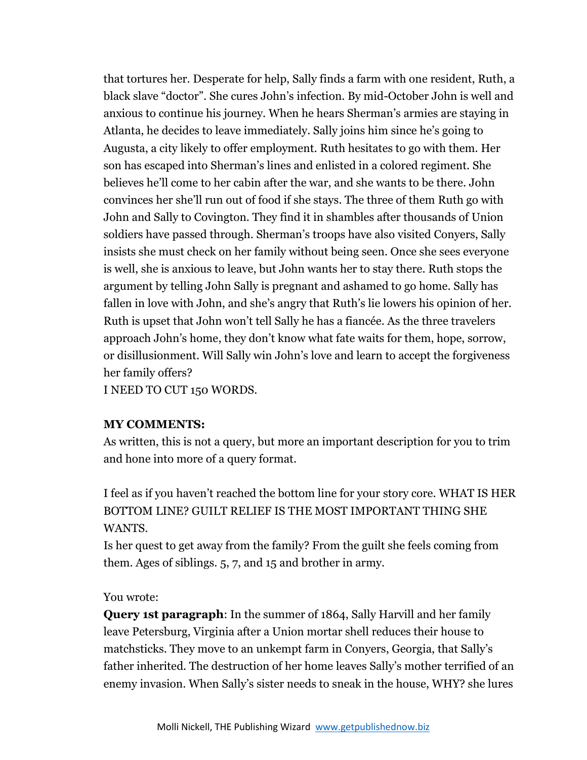that tortures her. Desperate for help, Sally finds a farm with one resident, Ruth, a black slave "doctor". She cures John's infection. By mid-October John is well and anxious to continue his journey. When he hears Sherman's armies are staying in Atlanta, he decides to leave immediately. Sally joins him since he's going to Augusta, a city likely to offer employment. Ruth hesitates to go with them. Her son has escaped into Sherman's lines and enlisted in a colored regiment. She believes he'll come to her cabin after the war, and she wants to be there. John convinces her she'll run out of food if she stays. The three of them Ruth go with John and Sally to Covington. They find it in shambles after thousands of Union soldiers have passed through. Sherman's troops have also visited Conyers, Sally insists she must check on her family without being seen. Once she sees everyone is well, she is anxious to leave, but John wants her to stay there. Ruth stops the argument by telling John Sally is pregnant and ashamed to go home. Sally has fallen in love with John, and she's angry that Ruth's lie lowers his opinion of her. Ruth is upset that John won't tell Sally he has a fiancée. As the three travelers approach John's home, they don't know what fate waits for them, hope, sorrow, or disillusionment. Will Sally win John's love and learn to accept the forgiveness her family offers?

I NEED TO CUT 150 WORDS.

**MY COMMENTS:**

As written, this is not a query, but more an important description for you to trim and hone into more of a query format.

I feel as if you haven't reached the bottom line for your story core. WHAT IS HER BOTTOM LINE? GUILT RELIEF IS THE MOST IMPORTANT THING SHE WANTS.

Is her quest to get away from the family? From the guilt she feels coming from them. Ages of siblings. 5, 7, and 15 and brother in army.

You wrote:

**Query 1st paragraph**: In the summer of 1864, Sally Harvill and her family leave Petersburg, Virginia after a Union mortar shell reduces their house to matchsticks. They move to an unkempt farm in Conyers, Georgia, that Sally's father inherited. The destruction of her home leaves Sally's mother terrified of an enemy invasion. When Sally's sister needs to sneak in the house, WHY? she lures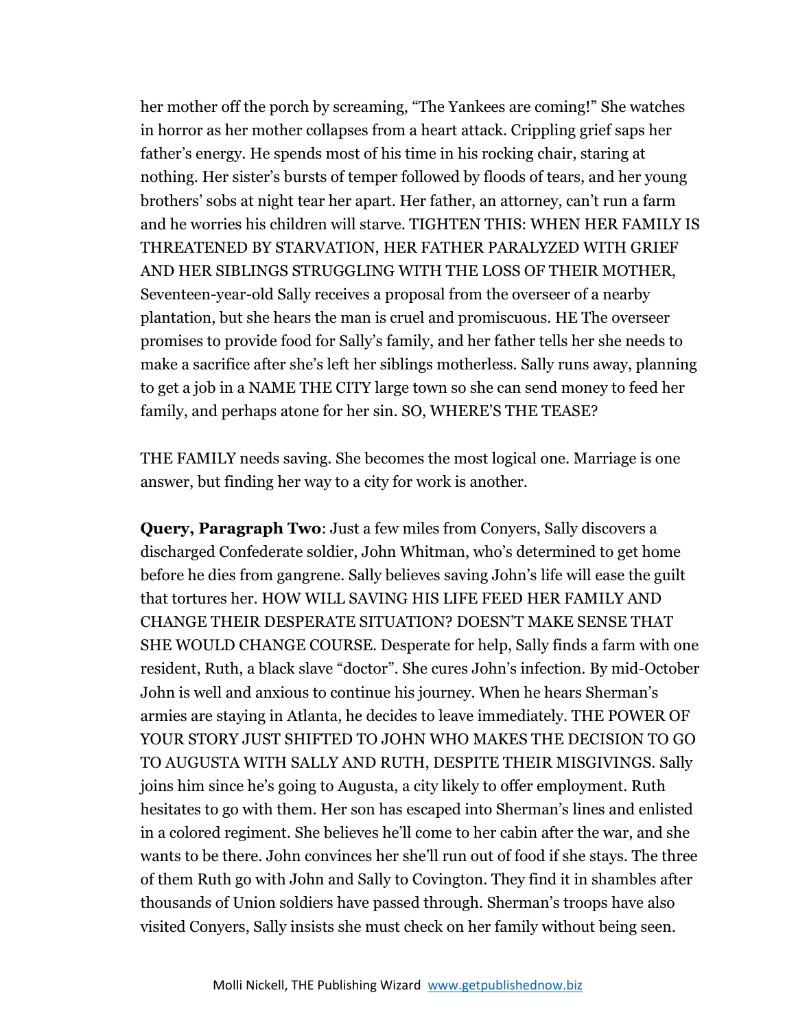her mother off the porch by screaming, "The Yankees are coming!" She watches in horror as her mother collapses from a heart attack. Crippling grief saps her father's energy. He spends most of his time in his rocking chair, staring at nothing. Her sister's bursts of temper followed by floods of tears, and her young brothers' sobs at night tear her apart. Her father, an attorney, can't run a farm and he worries his children will starve. TIGHTEN THIS: WHEN HER FAMILY IS THREATENED BY STARVATION, HER FATHER PARALYZED WITH GRIEF AND HER SIBLINGS STRUGGLING WITH THE LOSS OF THEIR MOTHER, Seventeen-year-old Sally receives a proposal from the overseer of a nearby plantation, but she hears the man is cruel and promiscuous. HE The overseer promises to provide food for Sally's family, and her father tells her she needs to make a sacrifice after she's left her siblings motherless. Sally runs away, planning to get a job in a NAME THE CITY large town so she can send money to feed her family, and perhaps atone for her sin. SO, WHERE'S THE TEASE?

THE FAMILY needs saving. She becomes the most logical one. Marriage is one answer, but finding her way to a city for work is another.

**Query, Paragraph Two**: Just a few miles from Conyers, Sally discovers a discharged Confederate soldier, John Whitman, who's determined to get home before he dies from gangrene. Sally believes saving John's life will ease the guilt that tortures her. HOW WILL SAVING HIS LIFE FEED HER FAMILY AND CHANGE THEIR DESPERATE SITUATION? DOESN'T MAKE SENSE THAT SHE WOULD CHANGE COURSE. Desperate for help, Sally finds a farm with one resident, Ruth, a black slave "doctor". She cures John's infection. By mid-October John is well and anxious to continue his journey. When he hears Sherman's armies are staying in Atlanta, he decides to leave immediately. THE POWER OF YOUR STORY JUST SHIFTED TO JOHN WHO MAKES THE DECISION TO GO TO AUGUSTA WITH SALLY AND RUTH, DESPITE THEIR MISGIVINGS. Sally joins him since he's going to Augusta, a city likely to offer employment. Ruth hesitates to go with them. Her son has escaped into Sherman's lines and enlisted in a colored regiment. She believes he'll come to her cabin after the war, and she wants to be there. John convinces her she'll run out of food if she stays. The three of them Ruth go with John and Sally to Covington. They find it in shambles after thousands of Union soldiers have passed through. Sherman's troops have also visited Conyers, Sally insists she must check on her family without being seen.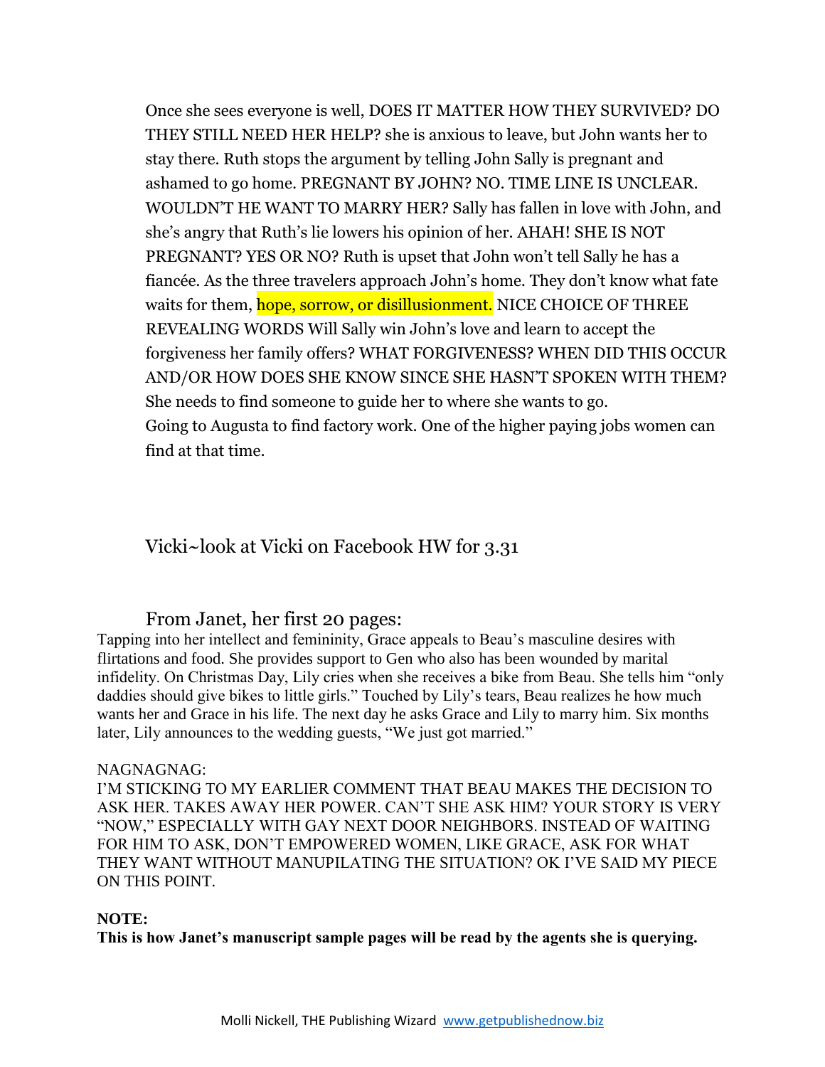Once she sees everyone is well, DOES IT MATTER HOW THEY SURVIVED? DO THEY STILL NEED HER HELP? she is anxious to leave, but John wants her to stay there. Ruth stops the argument by telling John Sally is pregnant and ashamed to go home. PREGNANT BY JOHN? NO. TIME LINE IS UNCLEAR. WOULDN'T HE WANT TO MARRY HER? Sally has fallen in love with John, and she's angry that Ruth's lie lowers his opinion of her. AHAH! SHE IS NOT PREGNANT? YES OR NO? Ruth is upset that John won't tell Sally he has a fiancée. As the three travelers approach John's home. They don't know what fate waits for them, hope, sorrow, or disillusionment. NICE CHOICE OF THREE REVEALING WORDS Will Sally win John's love and learn to accept the forgiveness her family offers? WHAT FORGIVENESS? WHEN DID THIS OCCUR AND/OR HOW DOES SHE KNOW SINCE SHE HASN'T SPOKEN WITH THEM? She needs to find someone to guide her to where she wants to go.
Going to Augusta to find factory work. One of the higher paying jobs women can find at that time.

Vicki~look at Vicki on Facebook HW for 3.31

From Janet, her first 20 pages:

Tapping into her intellect and femininity, Grace appeals to Beau's masculine desires with flirtations and food. She provides support to Gen who also has been wounded by marital infidelity. On Christmas Day, Lily cries when she receives a bike from Beau. She tells him "only daddies should give bikes to little girls." Touched by Lily's tears, Beau realizes he how much wants her and Grace in his life. The next day he asks Grace and Lily to marry him. Six months later, Lily announces to the wedding guests, "We just got married."

NAGNAGNAG:
I'M STICKING TO MY EARLIER COMMENT THAT BEAU MAKES THE DECISION TO ASK HER. TAKES AWAY HER POWER. CAN'T SHE ASK HIM? YOUR STORY IS VERY "NOW," ESPECIALLY WITH GAY NEXT DOOR NEIGHBORS. INSTEAD OF WAITING FOR HIM TO ASK, DON'T EMPOWERED WOMEN, LIKE GRACE, ASK FOR WHAT THEY WANT WITHOUT MANUPILATING THE SITUATION? OK I'VE SAID MY PIECE ON THIS POINT.

**NOTE:**
**This is how Janet's manuscript sample pages will be read by the agents she is querying.**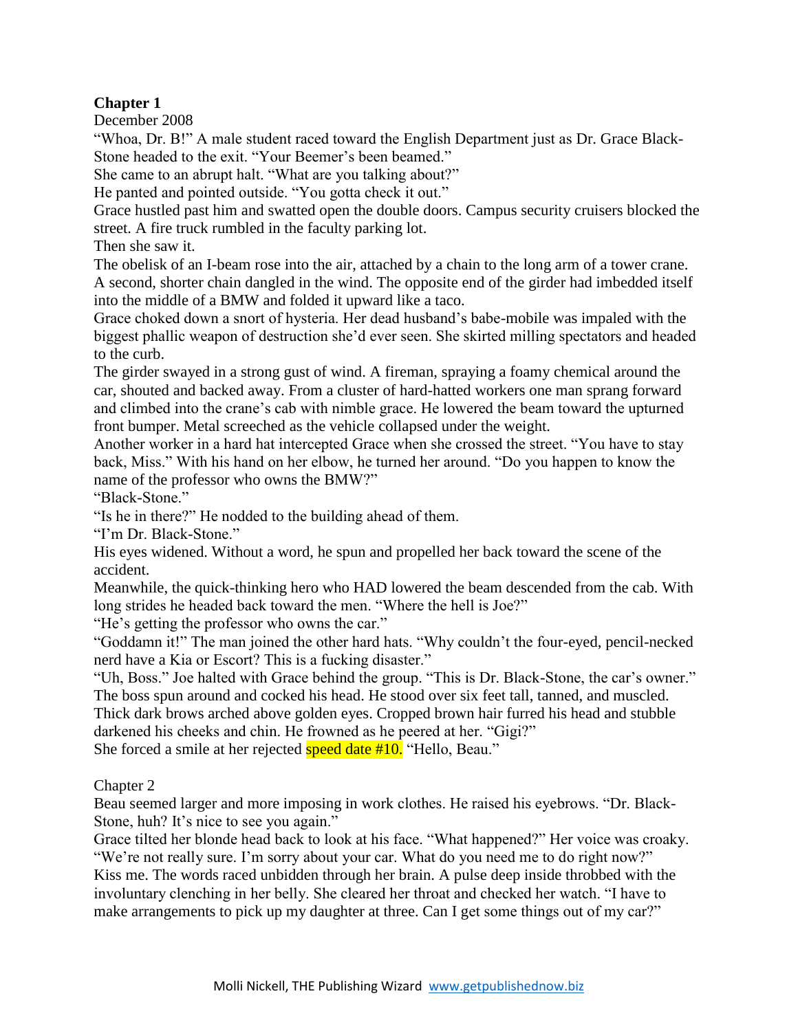**Chapter 1**

December 2008

"Whoa, Dr. B!" A male student raced toward the English Department just as Dr. Grace Black-Stone headed to the exit. "Your Beemer's been beamed."

She came to an abrupt halt. "What are you talking about?"

He panted and pointed outside. "You gotta check it out."

Grace hustled past him and swatted open the double doors. Campus security cruisers blocked the street. A fire truck rumbled in the faculty parking lot.

Then she saw it.

The obelisk of an I-beam rose into the air, attached by a chain to the long arm of a tower crane. A second, shorter chain dangled in the wind. The opposite end of the girder had imbedded itself into the middle of a BMW and folded it upward like a taco.

Grace choked down a snort of hysteria. Her dead husband's babe-mobile was impaled with the biggest phallic weapon of destruction she'd ever seen. She skirted milling spectators and headed to the curb.

The girder swayed in a strong gust of wind. A fireman, spraying a foamy chemical around the car, shouted and backed away. From a cluster of hard-hatted workers one man sprang forward and climbed into the crane's cab with nimble grace. He lowered the beam toward the upturned front bumper. Metal screeched as the vehicle collapsed under the weight.

Another worker in a hard hat intercepted Grace when she crossed the street. "You have to stay back, Miss." With his hand on her elbow, he turned her around. "Do you happen to know the name of the professor who owns the BMW?"

"Black-Stone."

"Is he in there?" He nodded to the building ahead of them.

"I'm Dr. Black-Stone."

His eyes widened. Without a word, he spun and propelled her back toward the scene of the accident.

Meanwhile, the quick-thinking hero who HAD lowered the beam descended from the cab. With long strides he headed back toward the men. "Where the hell is Joe?"

"He's getting the professor who owns the car."

"Goddamn it!" The man joined the other hard hats. "Why couldn't the four-eyed, pencil-necked nerd have a Kia or Escort? This is a fucking disaster."

"Uh, Boss." Joe halted with Grace behind the group. "This is Dr. Black-Stone, the car's owner."

The boss spun around and cocked his head. He stood over six feet tall, tanned, and muscled. Thick dark brows arched above golden eyes. Cropped brown hair furred his head and stubble darkened his cheeks and chin. He frowned as he peered at her. "Gigi?"

She forced a smile at her rejected speed date #10. "Hello, Beau."

Chapter 2

Beau seemed larger and more imposing in work clothes. He raised his eyebrows. "Dr. Black-Stone, huh? It's nice to see you again."

Grace tilted her blonde head back to look at his face. "What happened?" Her voice was croaky.

"We're not really sure. I'm sorry about your car. What do you need me to do right now?"

Kiss me. The words raced unbidden through her brain. A pulse deep inside throbbed with the involuntary clenching in her belly. She cleared her throat and checked her watch. "I have to make arrangements to pick up my daughter at three. Can I get some things out of my car?"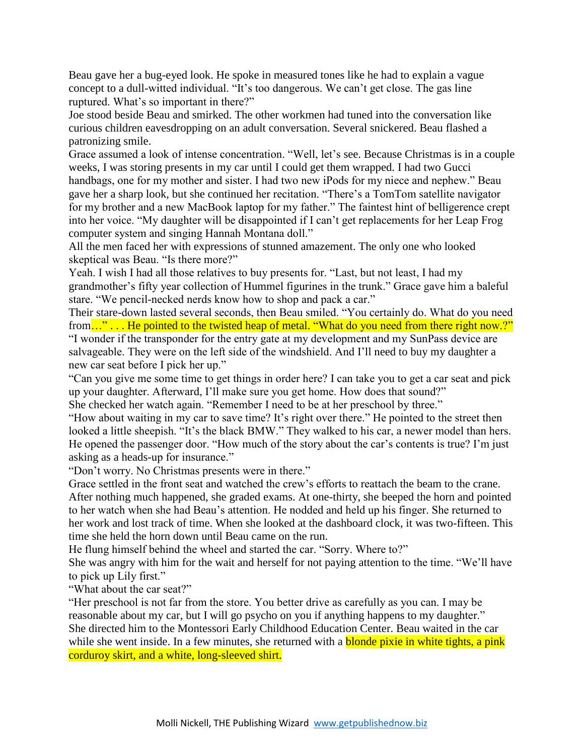Beau gave her a bug-eyed look. He spoke in measured tones like he had to explain a vague concept to a dull-witted individual. "It's too dangerous. We can't get close. The gas line ruptured. What's so important in there?"

Joe stood beside Beau and smirked. The other workmen had tuned into the conversation like curious children eavesdropping on an adult conversation. Several snickered. Beau flashed a patronizing smile.

Grace assumed a look of intense concentration. "Well, let's see. Because Christmas is in a couple weeks, I was storing presents in my car until I could get them wrapped. I had two Gucci handbags, one for my mother and sister. I had two new iPods for my niece and nephew." Beau gave her a sharp look, but she continued her recitation. "There's a TomTom satellite navigator for my brother and a new MacBook laptop for my father." The faintest hint of belligerence crept into her voice. "My daughter will be disappointed if I can't get replacements for her Leap Frog computer system and singing Hannah Montana doll."

All the men faced her with expressions of stunned amazement. The only one who looked skeptical was Beau. "Is there more?"

Yeah. I wish I had all those relatives to buy presents for. "Last, but not least, I had my grandmother's fifty year collection of Hummel figurines in the trunk." Grace gave him a baleful stare. "We pencil-necked nerds know how to shop and pack a car."

Their stare-down lasted several seconds, then Beau smiled. "You certainly do. What do you need from…" . . . He pointed to the twisted heap of metal. "What do you need from there right now.?"

"I wonder if the transponder for the entry gate at my development and my SunPass device are salvageable. They were on the left side of the windshield. And I'll need to buy my daughter a new car seat before I pick her up."

"Can you give me some time to get things in order here? I can take you to get a car seat and pick up your daughter. Afterward, I'll make sure you get home. How does that sound?"

She checked her watch again. "Remember I need to be at her preschool by three."

"How about waiting in my car to save time? It's right over there." He pointed to the street then looked a little sheepish. "It's the black BMW." They walked to his car, a newer model than hers. He opened the passenger door. "How much of the story about the car's contents is true? I'm just asking as a heads-up for insurance."

"Don't worry. No Christmas presents were in there."

Grace settled in the front seat and watched the crew's efforts to reattach the beam to the crane. After nothing much happened, she graded exams. At one-thirty, she beeped the horn and pointed to her watch when she had Beau's attention. He nodded and held up his finger. She returned to her work and lost track of time. When she looked at the dashboard clock, it was two-fifteen. This time she held the horn down until Beau came on the run.

He flung himself behind the wheel and started the car. "Sorry. Where to?"

She was angry with him for the wait and herself for not paying attention to the time. "We'll have to pick up Lily first."

"What about the car seat?"

"Her preschool is not far from the store. You better drive as carefully as you can. I may be reasonable about my car, but I will go psycho on you if anything happens to my daughter."

She directed him to the Montessori Early Childhood Education Center. Beau waited in the car while she went inside. In a few minutes, she returned with a blonde pixie in white tights, a pink corduroy skirt, and a white, long-sleeved shirt.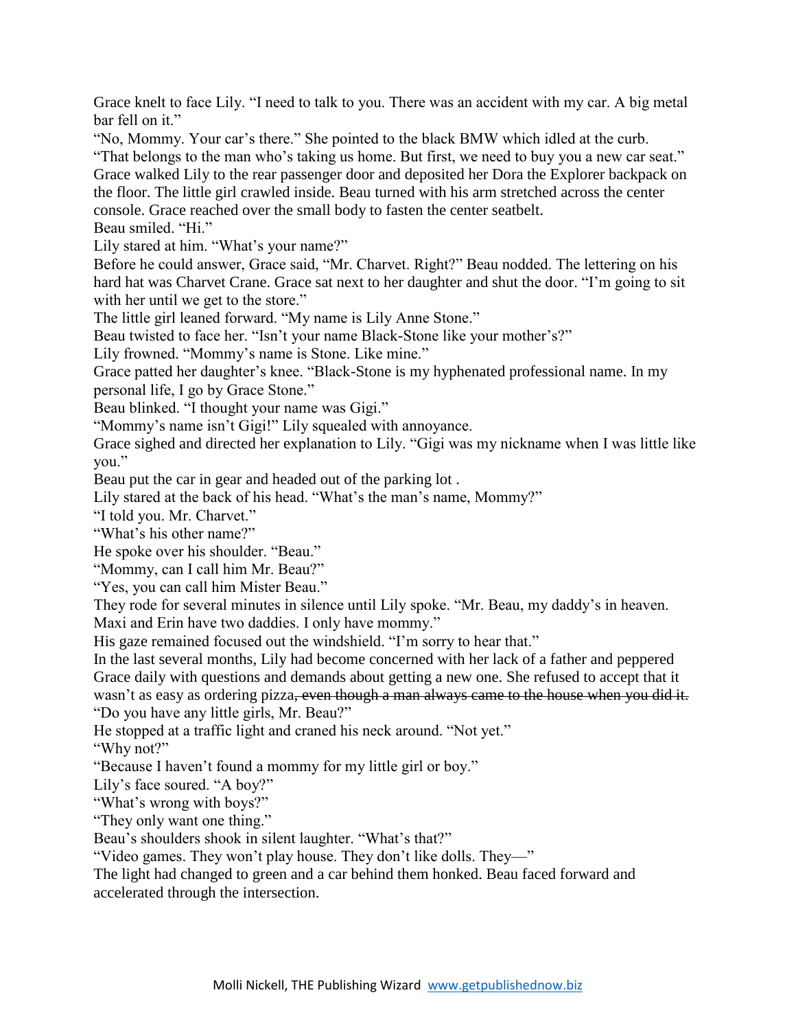Grace knelt to face Lily. “I need to talk to you. There was an accident with my car. A big metal bar fell on it.”

“No, Mommy. Your car’s there.” She pointed to the black BMW which idled at the curb.

“That belongs to the man who’s taking us home. But first, we need to buy you a new car seat.” Grace walked Lily to the rear passenger door and deposited her Dora the Explorer backpack on the floor. The little girl crawled inside. Beau turned with his arm stretched across the center console. Grace reached over the small body to fasten the center seatbelt.

Beau smiled. “Hi.”

Lily stared at him. “What’s your name?”

Before he could answer, Grace said, “Mr. Charvet. Right?” Beau nodded. The lettering on his hard hat was Charvet Crane. Grace sat next to her daughter and shut the door. “I’m going to sit with her until we get to the store.”

The little girl leaned forward. “My name is Lily Anne Stone.”

Beau twisted to face her. “Isn’t your name Black-Stone like your mother’s?”

Lily frowned. “Mommy’s name is Stone. Like mine.”

Grace patted her daughter’s knee. “Black-Stone is my hyphenated professional name. In my personal life, I go by Grace Stone.”

Beau blinked. “I thought your name was Gigi.”

“Mommy’s name isn’t Gigi!” Lily squealed with annoyance.

Grace sighed and directed her explanation to Lily. “Gigi was my nickname when I was little like you.”

Beau put the car in gear and headed out of the parking lot .

Lily stared at the back of his head. “What’s the man’s name, Mommy?”

“I told you. Mr. Charvet.”

“What’s his other name?”

He spoke over his shoulder. “Beau.”

“Mommy, can I call him Mr. Beau?”

“Yes, you can call him Mister Beau.”

They rode for several minutes in silence until Lily spoke. “Mr. Beau, my daddy’s in heaven. Maxi and Erin have two daddies. I only have mommy.”

His gaze remained focused out the windshield. “I’m sorry to hear that.”

In the last several months, Lily had become concerned with her lack of a father and peppered Grace daily with questions and demands about getting a new one. She refused to accept that it wasn’t as easy as ordering pizza~~, even though a man always came to the house when you did it.~~

“Do you have any little girls, Mr. Beau?”

He stopped at a traffic light and craned his neck around. “Not yet.”

“Why not?”

“Because I haven’t found a mommy for my little girl or boy.”

Lily’s face soured. “A boy?”

“What’s wrong with boys?”

“They only want one thing.”

Beau’s shoulders shook in silent laughter. “What’s that?”

“Video games. They won’t play house. They don’t like dolls. They—”

The light had changed to green and a car behind them honked. Beau faced forward and accelerated through the intersection.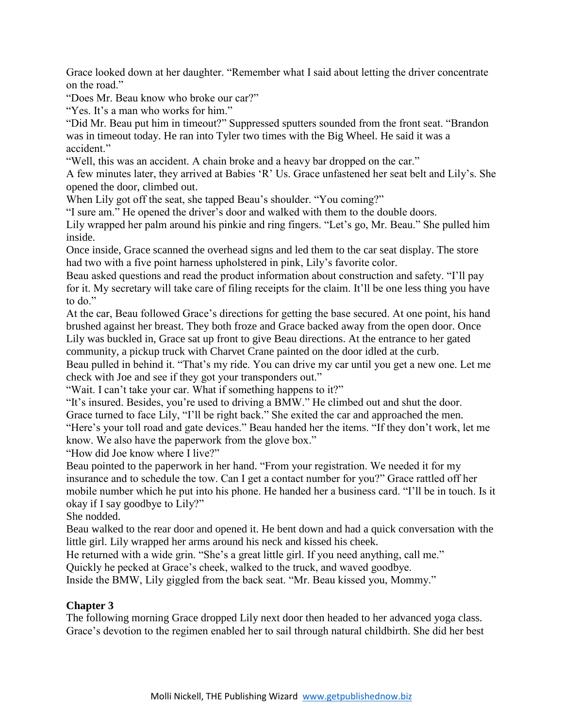Grace looked down at her daughter. "Remember what I said about letting the driver concentrate on the road."

"Does Mr. Beau know who broke our car?"

"Yes. It's a man who works for him."

"Did Mr. Beau put him in timeout?" Suppressed sputters sounded from the front seat. "Brandon was in timeout today. He ran into Tyler two times with the Big Wheel. He said it was a accident."

"Well, this was an accident. A chain broke and a heavy bar dropped on the car."

A few minutes later, they arrived at Babies 'R' Us. Grace unfastened her seat belt and Lily's. She opened the door, climbed out.

When Lily got off the seat, she tapped Beau's shoulder. "You coming?"

"I sure am." He opened the driver's door and walked with them to the double doors.

Lily wrapped her palm around his pinkie and ring fingers. "Let's go, Mr. Beau." She pulled him inside.

Once inside, Grace scanned the overhead signs and led them to the car seat display. The store had two with a five point harness upholstered in pink, Lily's favorite color.

Beau asked questions and read the product information about construction and safety. "I'll pay for it. My secretary will take care of filing receipts for the claim. It'll be one less thing you have to do."

At the car, Beau followed Grace's directions for getting the base secured. At one point, his hand brushed against her breast. They both froze and Grace backed away from the open door. Once Lily was buckled in, Grace sat up front to give Beau directions. At the entrance to her gated community, a pickup truck with Charvet Crane painted on the door idled at the curb.

Beau pulled in behind it. "That's my ride. You can drive my car until you get a new one. Let me check with Joe and see if they got your transponders out."

"Wait. I can't take your car. What if something happens to it?"

"It's insured. Besides, you're used to driving a BMW." He climbed out and shut the door.

Grace turned to face Lily, "I'll be right back." She exited the car and approached the men.

"Here's your toll road and gate devices." Beau handed her the items. "If they don't work, let me know. We also have the paperwork from the glove box."

"How did Joe know where I live?"

Beau pointed to the paperwork in her hand. "From your registration. We needed it for my insurance and to schedule the tow. Can I get a contact number for you?" Grace rattled off her mobile number which he put into his phone. He handed her a business card. "I'll be in touch. Is it okay if I say goodbye to Lily?"

She nodded.

Beau walked to the rear door and opened it. He bent down and had a quick conversation with the little girl. Lily wrapped her arms around his neck and kissed his cheek.

He returned with a wide grin. "She's a great little girl. If you need anything, call me."

Quickly he pecked at Grace's cheek, walked to the truck, and waved goodbye.

Inside the BMW, Lily giggled from the back seat. "Mr. Beau kissed you, Mommy."

## Chapter 3

The following morning Grace dropped Lily next door then headed to her advanced yoga class. Grace's devotion to the regimen enabled her to sail through natural childbirth. She did her best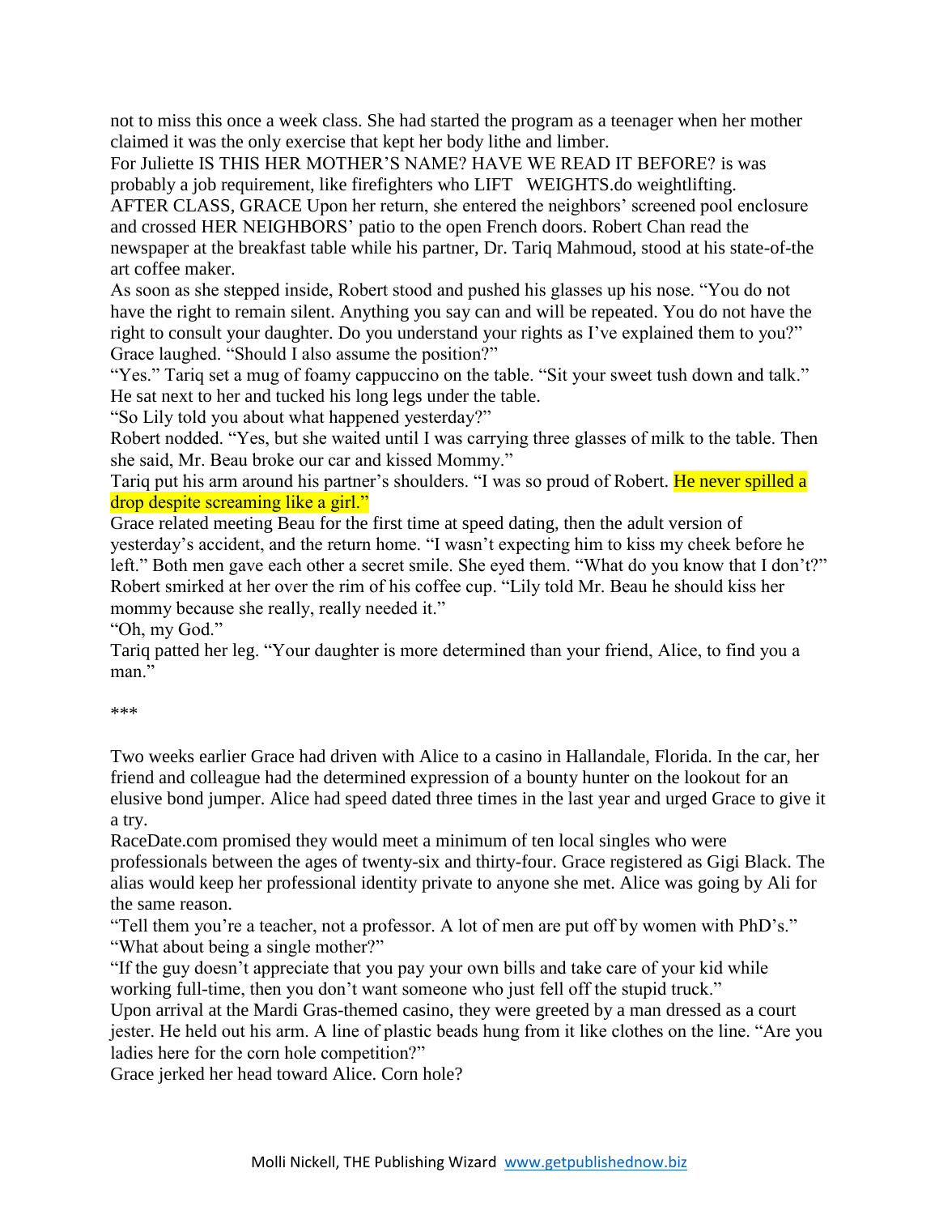not to miss this once a week class. She had started the program as a teenager when her mother claimed it was the only exercise that kept her body lithe and limber.

For Juliette IS THIS HER MOTHER'S NAME? HAVE WE READ IT BEFORE? is was probably a job requirement, like firefighters who LIFT WEIGHTS.do weightlifting.

AFTER CLASS, GRACE Upon her return, she entered the neighbors' screened pool enclosure and crossed HER NEIGHBORS' patio to the open French doors. Robert Chan read the newspaper at the breakfast table while his partner, Dr. Tariq Mahmoud, stood at his state-of-the art coffee maker.

As soon as she stepped inside, Robert stood and pushed his glasses up his nose. "You do not have the right to remain silent. Anything you say can and will be repeated. You do not have the right to consult your daughter. Do you understand your rights as I've explained them to you?"

Grace laughed. "Should I also assume the position?"

"Yes." Tariq set a mug of foamy cappuccino on the table. "Sit your sweet tush down and talk." He sat next to her and tucked his long legs under the table.

"So Lily told you about what happened yesterday?"

Robert nodded. "Yes, but she waited until I was carrying three glasses of milk to the table. Then she said, Mr. Beau broke our car and kissed Mommy."

Tariq put his arm around his partner's shoulders. "I was so proud of Robert. He never spilled a drop despite screaming like a girl."

Grace related meeting Beau for the first time at speed dating, then the adult version of yesterday's accident, and the return home. "I wasn't expecting him to kiss my cheek before he left." Both men gave each other a secret smile. She eyed them. "What do you know that I don't?"

Robert smirked at her over the rim of his coffee cup. "Lily told Mr. Beau he should kiss her mommy because she really, really needed it."

"Oh, my God."

Tariq patted her leg. "Your daughter is more determined than your friend, Alice, to find you a man."

\*\*\*

Two weeks earlier Grace had driven with Alice to a casino in Hallandale, Florida. In the car, her friend and colleague had the determined expression of a bounty hunter on the lookout for an elusive bond jumper. Alice had speed dated three times in the last year and urged Grace to give it a try.

RaceDate.com promised they would meet a minimum of ten local singles who were professionals between the ages of twenty-six and thirty-four. Grace registered as Gigi Black. The alias would keep her professional identity private to anyone she met. Alice was going by Ali for the same reason.

"Tell them you're a teacher, not a professor. A lot of men are put off by women with PhD's."

"What about being a single mother?"

"If the guy doesn't appreciate that you pay your own bills and take care of your kid while working full-time, then you don't want someone who just fell off the stupid truck."

Upon arrival at the Mardi Gras-themed casino, they were greeted by a man dressed as a court jester. He held out his arm. A line of plastic beads hung from it like clothes on the line. "Are you ladies here for the corn hole competition?"

Grace jerked her head toward Alice. Corn hole?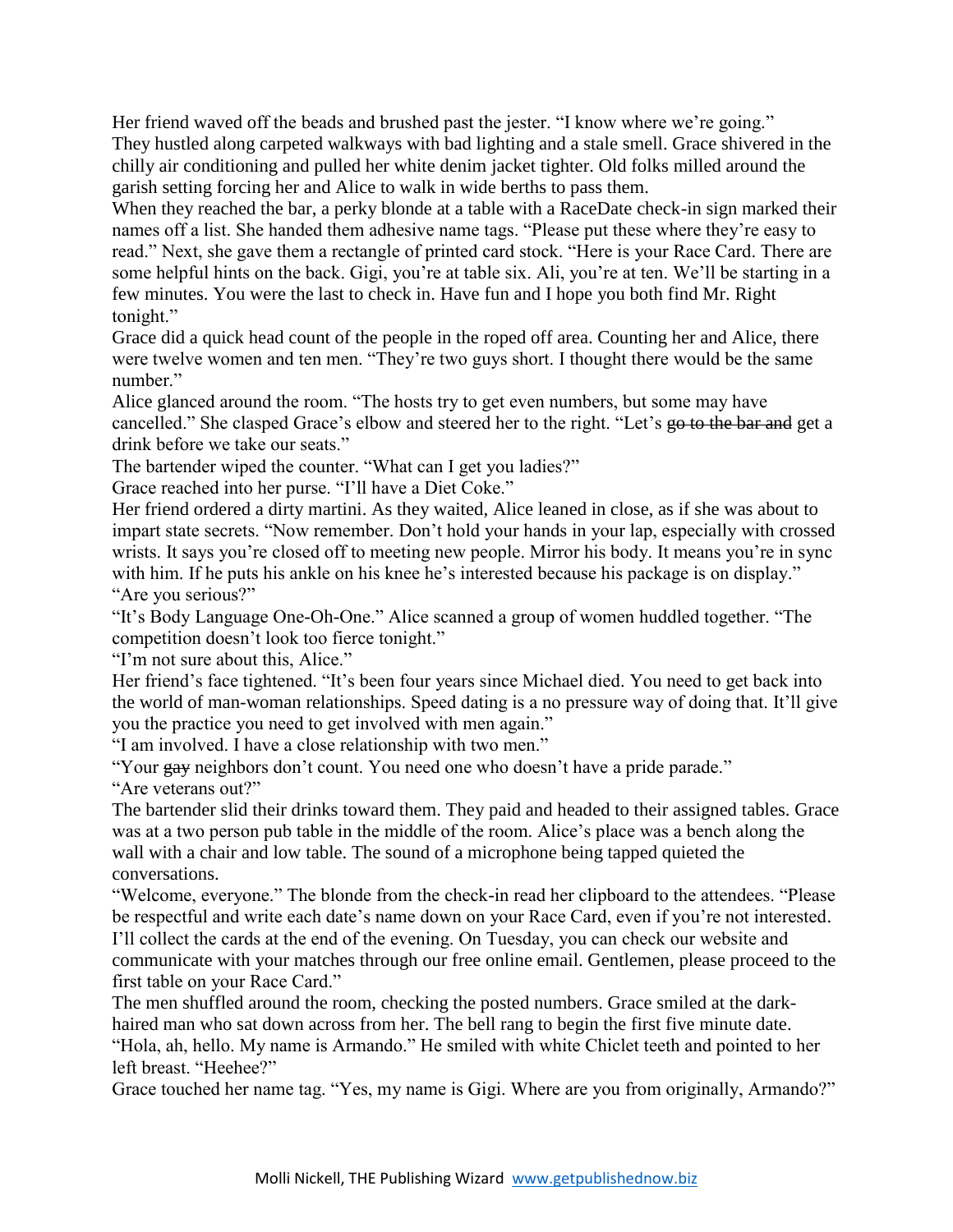Her friend waved off the beads and brushed past the jester. "I know where we're going."

They hustled along carpeted walkways with bad lighting and a stale smell. Grace shivered in the chilly air conditioning and pulled her white denim jacket tighter. Old folks milled around the garish setting forcing her and Alice to walk in wide berths to pass them.

When they reached the bar, a perky blonde at a table with a RaceDate check-in sign marked their names off a list. She handed them adhesive name tags. "Please put these where they're easy to read." Next, she gave them a rectangle of printed card stock. "Here is your Race Card. There are some helpful hints on the back. Gigi, you're at table six. Ali, you're at ten. We'll be starting in a few minutes. You were the last to check in. Have fun and I hope you both find Mr. Right tonight."

Grace did a quick head count of the people in the roped off area. Counting her and Alice, there were twelve women and ten men. "They're two guys short. I thought there would be the same number."

Alice glanced around the room. "The hosts try to get even numbers, but some may have cancelled." She clasped Grace's elbow and steered her to the right. "Let's ~~go to the bar and~~ get a drink before we take our seats."

The bartender wiped the counter. "What can I get you ladies?"

Grace reached into her purse. "I'll have a Diet Coke."

Her friend ordered a dirty martini. As they waited, Alice leaned in close, as if she was about to impart state secrets. "Now remember. Don't hold your hands in your lap, especially with crossed wrists. It says you're closed off to meeting new people. Mirror his body. It means you're in sync with him. If he puts his ankle on his knee he's interested because his package is on display."

"Are you serious?"

"It's Body Language One-Oh-One." Alice scanned a group of women huddled together. "The competition doesn't look too fierce tonight."

"I'm not sure about this, Alice."

Her friend's face tightened. "It's been four years since Michael died. You need to get back into the world of man-woman relationships. Speed dating is a no pressure way of doing that. It'll give you the practice you need to get involved with men again."

"I am involved. I have a close relationship with two men."

"Your ~~gay~~ neighbors don't count. You need one who doesn't have a pride parade."

"Are veterans out?"

The bartender slid their drinks toward them. They paid and headed to their assigned tables. Grace was at a two person pub table in the middle of the room. Alice's place was a bench along the wall with a chair and low table. The sound of a microphone being tapped quieted the conversations.

"Welcome, everyone." The blonde from the check-in read her clipboard to the attendees. "Please be respectful and write each date's name down on your Race Card, even if you're not interested. I'll collect the cards at the end of the evening. On Tuesday, you can check our website and communicate with your matches through our free online email. Gentlemen, please proceed to the first table on your Race Card."

The men shuffled around the room, checking the posted numbers. Grace smiled at the dark-haired man who sat down across from her. The bell rang to begin the first five minute date.

"Hola, ah, hello. My name is Armando." He smiled with white Chiclet teeth and pointed to her left breast. "Heehee?"

Grace touched her name tag. "Yes, my name is Gigi. Where are you from originally, Armando?"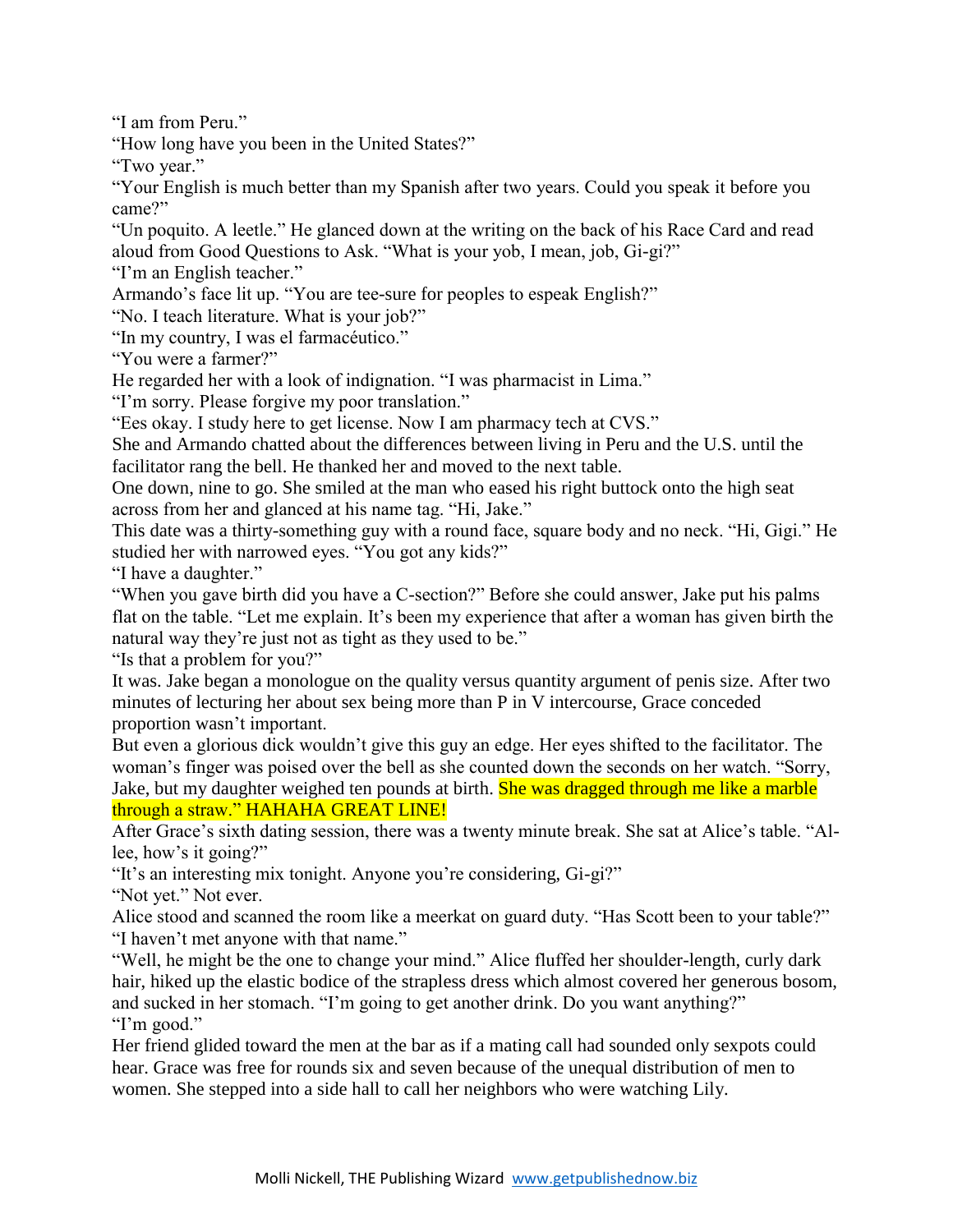"I am from Peru."

"How long have you been in the United States?"

"Two year."

"Your English is much better than my Spanish after two years. Could you speak it before you came?"

"Un poquito. A leetle." He glanced down at the writing on the back of his Race Card and read aloud from Good Questions to Ask. "What is your yob, I mean, job, Gi-gi?"

"I'm an English teacher."

Armando's face lit up. "You are tee-sure for peoples to espeak English?"

"No. I teach literature. What is your job?"

"In my country, I was el farmacéutico."

"You were a farmer?"

He regarded her with a look of indignation. "I was pharmacist in Lima."

"I'm sorry. Please forgive my poor translation."

"Ees okay. I study here to get license. Now I am pharmacy tech at CVS."

She and Armando chatted about the differences between living in Peru and the U.S. until the facilitator rang the bell. He thanked her and moved to the next table.

One down, nine to go. She smiled at the man who eased his right buttock onto the high seat across from her and glanced at his name tag. "Hi, Jake."

This date was a thirty-something guy with a round face, square body and no neck. "Hi, Gigi." He studied her with narrowed eyes. "You got any kids?"

"I have a daughter."

"When you gave birth did you have a C-section?" Before she could answer, Jake put his palms flat on the table. "Let me explain. It's been my experience that after a woman has given birth the natural way they're just not as tight as they used to be."

"Is that a problem for you?"

It was. Jake began a monologue on the quality versus quantity argument of penis size. After two minutes of lecturing her about sex being more than P in V intercourse, Grace conceded proportion wasn't important.

But even a glorious dick wouldn't give this guy an edge. Her eyes shifted to the facilitator. The woman's finger was poised over the bell as she counted down the seconds on her watch. "Sorry, Jake, but my daughter weighed ten pounds at birth. She was dragged through me like a marble through a straw." HAHAHA GREAT LINE!

After Grace's sixth dating session, there was a twenty minute break. She sat at Alice's table. "Al-lee, how's it going?"

"It's an interesting mix tonight. Anyone you're considering, Gi-gi?"

"Not yet." Not ever.

Alice stood and scanned the room like a meerkat on guard duty. "Has Scott been to your table?"

"I haven't met anyone with that name."

"Well, he might be the one to change your mind." Alice fluffed her shoulder-length, curly dark hair, hiked up the elastic bodice of the strapless dress which almost covered her generous bosom, and sucked in her stomach. "I'm going to get another drink. Do you want anything?"

"I'm good."

Her friend glided toward the men at the bar as if a mating call had sounded only sexpots could hear. Grace was free for rounds six and seven because of the unequal distribution of men to women. She stepped into a side hall to call her neighbors who were watching Lily.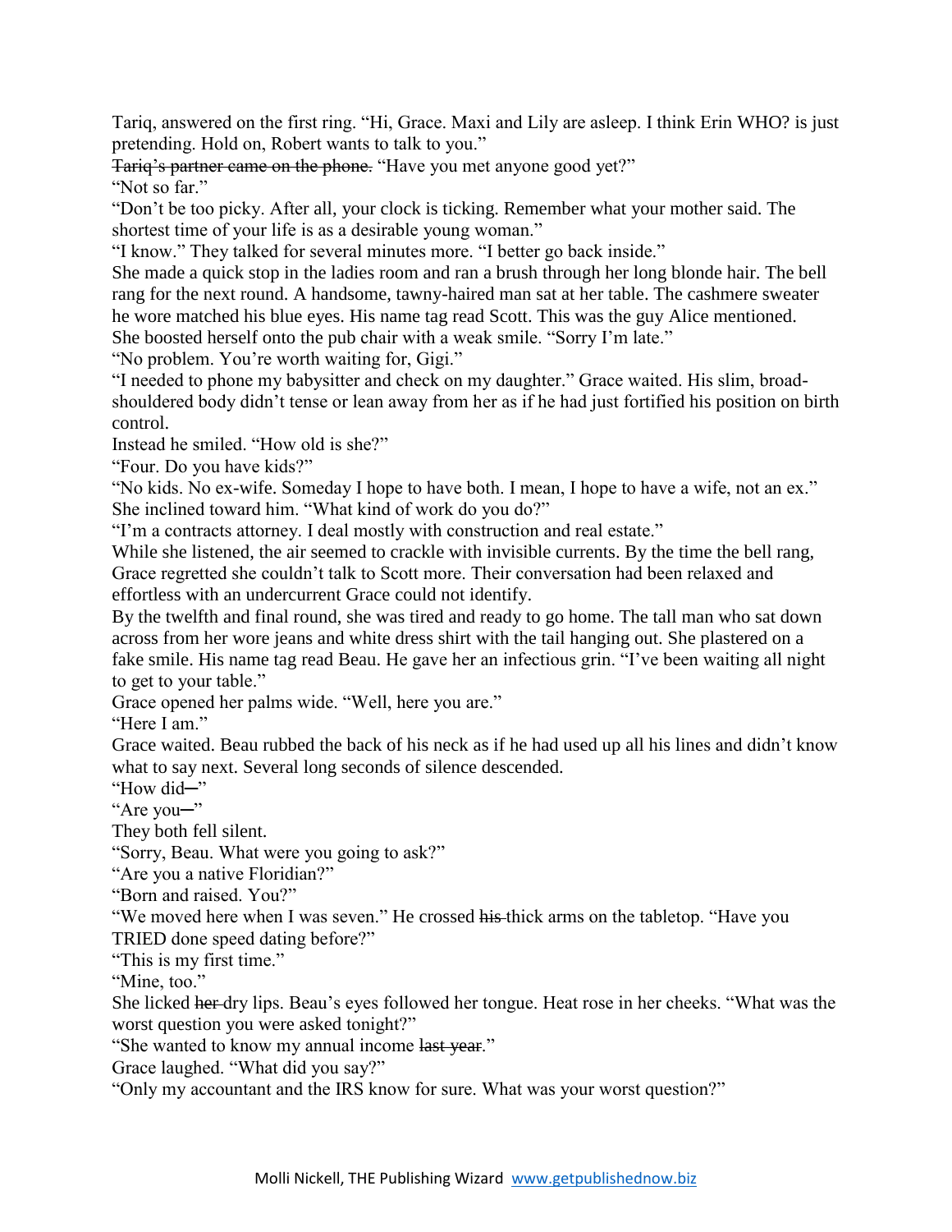Tariq, answered on the first ring. “Hi, Grace. Maxi and Lily are asleep. I think Erin WHO? is just pretending. Hold on, Robert wants to talk to you.”

~~Tariq’s partner came on the phone.~~ “Have you met anyone good yet?”

“Not so far.”

“Don’t be too picky. After all, your clock is ticking. Remember what your mother said. The shortest time of your life is as a desirable young woman.”

“I know.” They talked for several minutes more. “I better go back inside.”

She made a quick stop in the ladies room and ran a brush through her long blonde hair. The bell rang for the next round. A handsome, tawny-haired man sat at her table. The cashmere sweater he wore matched his blue eyes. His name tag read Scott. This was the guy Alice mentioned. She boosted herself onto the pub chair with a weak smile. “Sorry I’m late.”

“No problem. You’re worth waiting for, Gigi.”

“I needed to phone my babysitter and check on my daughter.” Grace waited. His slim, broad-shouldered body didn’t tense or lean away from her as if he had just fortified his position on birth control.

Instead he smiled. “How old is she?”

“Four. Do you have kids?”

“No kids. No ex-wife. Someday I hope to have both. I mean, I hope to have a wife, not an ex.”

She inclined toward him. “What kind of work do you do?”

“I’m a contracts attorney. I deal mostly with construction and real estate.”

While she listened, the air seemed to crackle with invisible currents. By the time the bell rang, Grace regretted she couldn’t talk to Scott more. Their conversation had been relaxed and effortless with an undercurrent Grace could not identify.

By the twelfth and final round, she was tired and ready to go home. The tall man who sat down across from her wore jeans and white dress shirt with the tail hanging out. She plastered on a fake smile. His name tag read Beau. He gave her an infectious grin. “I’ve been waiting all night to get to your table.”

Grace opened her palms wide. “Well, here you are.”

“Here I am.”

Grace waited. Beau rubbed the back of his neck as if he had used up all his lines and didn’t know what to say next. Several long seconds of silence descended.

“How did─”

“Are you─”

They both fell silent.

“Sorry, Beau. What were you going to ask?”

“Are you a native Floridian?”

“Born and raised. You?”

“We moved here when I was seven.” He crossed ~~his~~ thick arms on the tabletop. “Have you TRIED done speed dating before?”

“This is my first time.”

“Mine, too.”

She licked ~~her~~ dry lips. Beau’s eyes followed her tongue. Heat rose in her cheeks. “What was the worst question you were asked tonight?”

“She wanted to know my annual income ~~last year~~.”

Grace laughed. “What did you say?”

“Only my accountant and the IRS know for sure. What was your worst question?”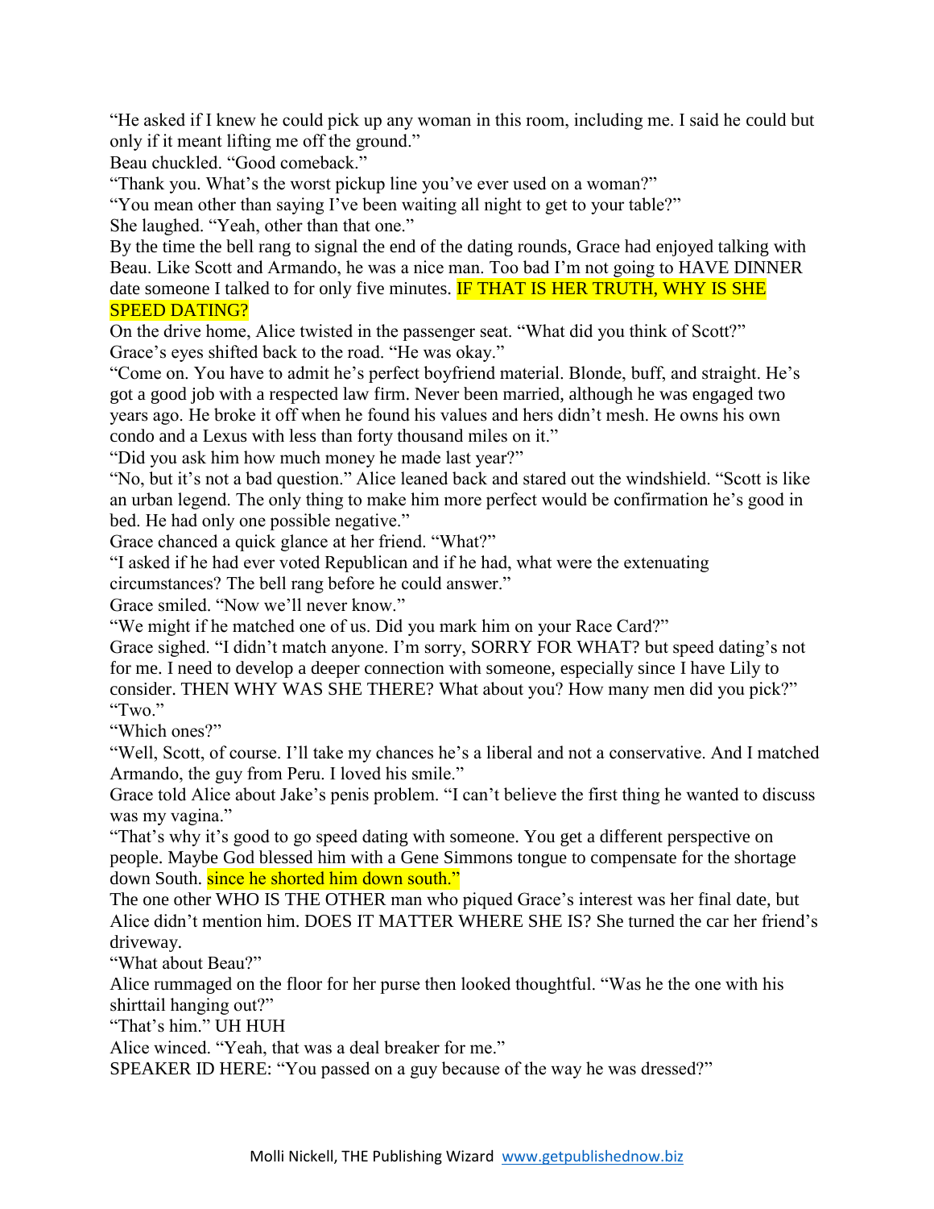"He asked if I knew he could pick up any woman in this room, including me. I said he could but only if it meant lifting me off the ground."

Beau chuckled. "Good comeback."

"Thank you. What's the worst pickup line you've ever used on a woman?"

"You mean other than saying I've been waiting all night to get to your table?"

She laughed. "Yeah, other than that one."

By the time the bell rang to signal the end of the dating rounds, Grace had enjoyed talking with Beau. Like Scott and Armando, he was a nice man. Too bad I'm not going to HAVE DINNER date someone I talked to for only five minutes. IF THAT IS HER TRUTH, WHY IS SHE SPEED DATING?

On the drive home, Alice twisted in the passenger seat. "What did you think of Scott?"

Grace's eyes shifted back to the road. "He was okay."

"Come on. You have to admit he's perfect boyfriend material. Blonde, buff, and straight. He's got a good job with a respected law firm. Never been married, although he was engaged two years ago. He broke it off when he found his values and hers didn't mesh. He owns his own condo and a Lexus with less than forty thousand miles on it."

"Did you ask him how much money he made last year?"

"No, but it's not a bad question." Alice leaned back and stared out the windshield. "Scott is like an urban legend. The only thing to make him more perfect would be confirmation he's good in bed. He had only one possible negative."

Grace chanced a quick glance at her friend. "What?"

"I asked if he had ever voted Republican and if he had, what were the extenuating circumstances? The bell rang before he could answer."

Grace smiled. "Now we'll never know."

"We might if he matched one of us. Did you mark him on your Race Card?"

Grace sighed. "I didn't match anyone. I'm sorry, SORRY FOR WHAT? but speed dating's not for me. I need to develop a deeper connection with someone, especially since I have Lily to consider. THEN WHY WAS SHE THERE? What about you? How many men did you pick?"

"Two."

"Which ones?"

"Well, Scott, of course. I'll take my chances he's a liberal and not a conservative. And I matched Armando, the guy from Peru. I loved his smile."

Grace told Alice about Jake's penis problem. "I can't believe the first thing he wanted to discuss was my vagina."

"That's why it's good to go speed dating with someone. You get a different perspective on people. Maybe God blessed him with a Gene Simmons tongue to compensate for the shortage down South. since he shorted him down south."

The one other WHO IS THE OTHER man who piqued Grace's interest was her final date, but Alice didn't mention him. DOES IT MATTER WHERE SHE IS? She turned the car her friend's driveway.

"What about Beau?"

Alice rummaged on the floor for her purse then looked thoughtful. "Was he the one with his shirttail hanging out?"

"That's him." UH HUH

Alice winced. "Yeah, that was a deal breaker for me."

SPEAKER ID HERE: "You passed on a guy because of the way he was dressed?"

Molli Nickell, THE Publishing Wizard www.getpublishednow.biz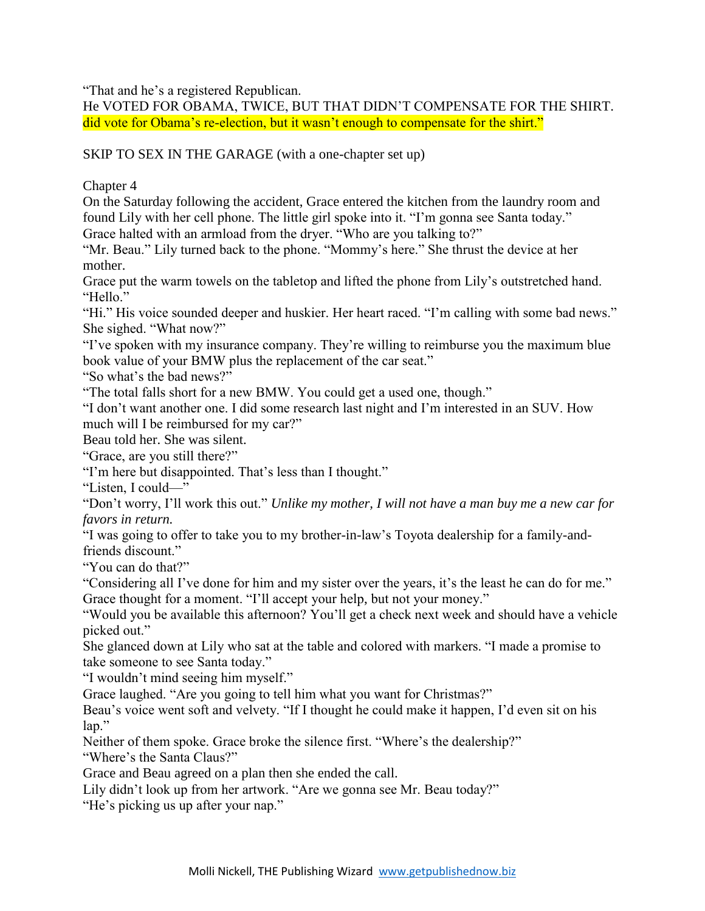"That and he's a registered Republican.

He VOTED FOR OBAMA, TWICE, BUT THAT DIDN'T COMPENSATE FOR THE SHIRT. did vote for Obama's re-election, but it wasn't enough to compensate for the shirt."

SKIP TO SEX IN THE GARAGE (with a one-chapter set up)

Chapter 4

On the Saturday following the accident, Grace entered the kitchen from the laundry room and found Lily with her cell phone. The little girl spoke into it. "I'm gonna see Santa today."

Grace halted with an armload from the dryer. "Who are you talking to?"

"Mr. Beau." Lily turned back to the phone. "Mommy's here." She thrust the device at her mother.

Grace put the warm towels on the tabletop and lifted the phone from Lily's outstretched hand. "Hello."

"Hi." His voice sounded deeper and huskier. Her heart raced. "I'm calling with some bad news."

She sighed. "What now?"

"I've spoken with my insurance company. They're willing to reimburse you the maximum blue book value of your BMW plus the replacement of the car seat."

"So what's the bad news?"

"The total falls short for a new BMW. You could get a used one, though."

"I don't want another one. I did some research last night and I'm interested in an SUV. How much will I be reimbursed for my car?"

Beau told her. She was silent.

"Grace, are you still there?"

"I'm here but disappointed. That's less than I thought."

"Listen, I could—"

"Don't worry, I'll work this out." *Unlike my mother, I will not have a man buy me a new car for favors in return.*

"I was going to offer to take you to my brother-in-law's Toyota dealership for a family-and-friends discount."

"You can do that?"

"Considering all I've done for him and my sister over the years, it's the least he can do for me."

Grace thought for a moment. "I'll accept your help, but not your money."

"Would you be available this afternoon? You'll get a check next week and should have a vehicle picked out."

She glanced down at Lily who sat at the table and colored with markers. "I made a promise to take someone to see Santa today."

"I wouldn't mind seeing him myself."

Grace laughed. "Are you going to tell him what you want for Christmas?"

Beau's voice went soft and velvety. "If I thought he could make it happen, I'd even sit on his lap."

Neither of them spoke. Grace broke the silence first. "Where's the dealership?"

"Where's the Santa Claus?"

Grace and Beau agreed on a plan then she ended the call.

Lily didn't look up from her artwork. "Are we gonna see Mr. Beau today?"

"He's picking us up after your nap."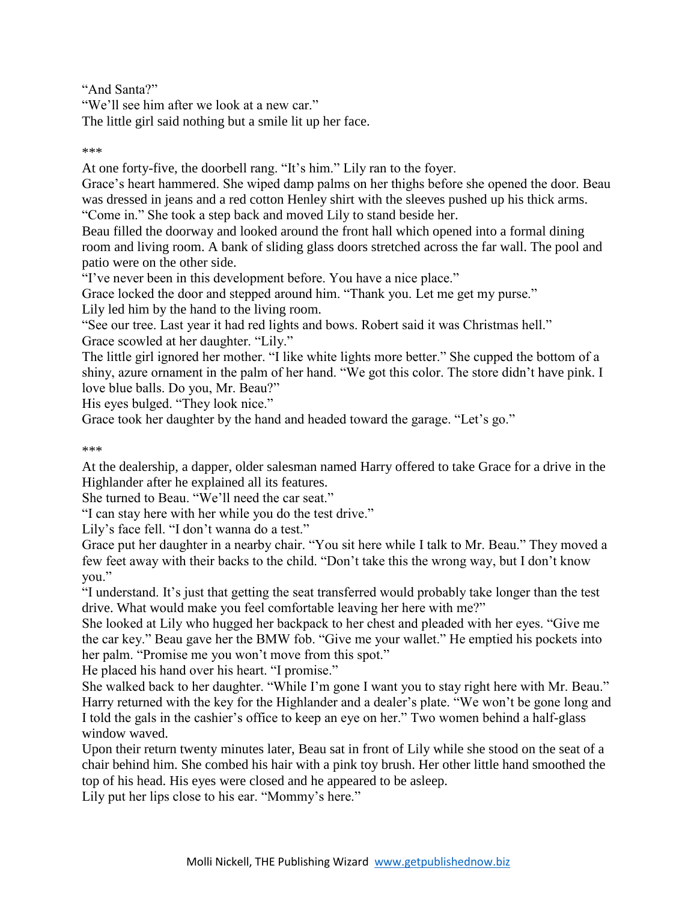"And Santa?"

"We'll see him after we look at a new car."

The little girl said nothing but a smile lit up her face.

***

At one forty-five, the doorbell rang. "It's him." Lily ran to the foyer.

Grace's heart hammered. She wiped damp palms on her thighs before she opened the door. Beau was dressed in jeans and a red cotton Henley shirt with the sleeves pushed up his thick arms.

"Come in." She took a step back and moved Lily to stand beside her.

Beau filled the doorway and looked around the front hall which opened into a formal dining room and living room. A bank of sliding glass doors stretched across the far wall. The pool and patio were on the other side.

"I've never been in this development before. You have a nice place."

Grace locked the door and stepped around him. "Thank you. Let me get my purse."

Lily led him by the hand to the living room.

"See our tree. Last year it had red lights and bows. Robert said it was Christmas hell."

Grace scowled at her daughter. "Lily."

The little girl ignored her mother. "I like white lights more better." She cupped the bottom of a shiny, azure ornament in the palm of her hand. "We got this color. The store didn't have pink. I love blue balls. Do you, Mr. Beau?"

His eyes bulged. "They look nice."

Grace took her daughter by the hand and headed toward the garage. "Let's go."

***

At the dealership, a dapper, older salesman named Harry offered to take Grace for a drive in the Highlander after he explained all its features.

She turned to Beau. "We'll need the car seat."

"I can stay here with her while you do the test drive."

Lily's face fell. "I don't wanna do a test."

Grace put her daughter in a nearby chair. "You sit here while I talk to Mr. Beau." They moved a few feet away with their backs to the child. "Don't take this the wrong way, but I don't know you."

"I understand. It's just that getting the seat transferred would probably take longer than the test drive. What would make you feel comfortable leaving her here with me?"

She looked at Lily who hugged her backpack to her chest and pleaded with her eyes. "Give me the car key." Beau gave her the BMW fob. "Give me your wallet." He emptied his pockets into her palm. "Promise me you won't move from this spot."

He placed his hand over his heart. "I promise."

She walked back to her daughter. "While I'm gone I want you to stay right here with Mr. Beau."

Harry returned with the key for the Highlander and a dealer's plate. "We won't be gone long and I told the gals in the cashier's office to keep an eye on her." Two women behind a half-glass window waved.

Upon their return twenty minutes later, Beau sat in front of Lily while she stood on the seat of a chair behind him. She combed his hair with a pink toy brush. Her other little hand smoothed the top of his head. His eyes were closed and he appeared to be asleep.

Lily put her lips close to his ear. "Mommy's here."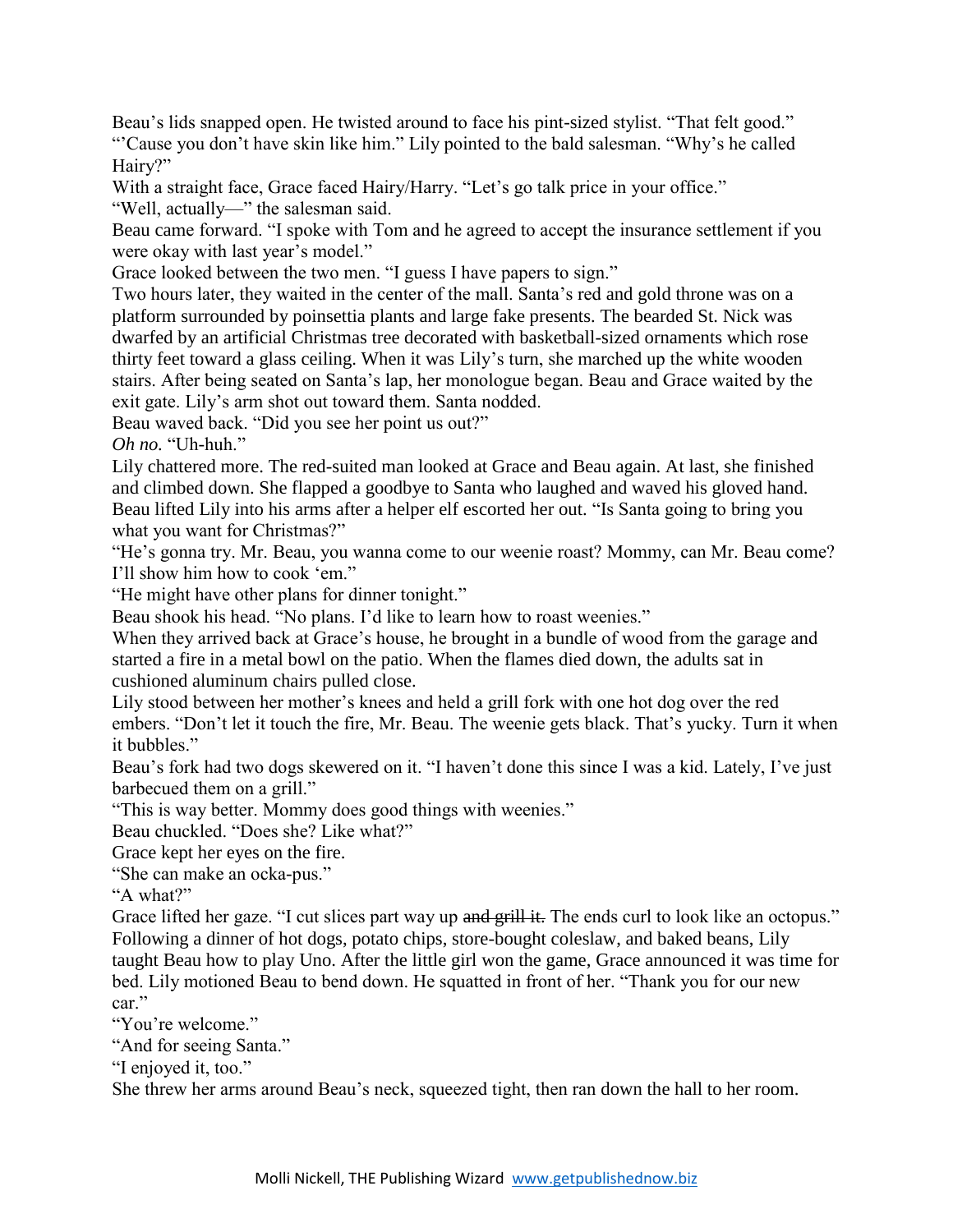Beau's lids snapped open. He twisted around to face his pint-sized stylist. "That felt good."

"'Cause you don't have skin like him." Lily pointed to the bald salesman. "Why's he called Hairy?"

With a straight face, Grace faced Hairy/Harry. "Let's go talk price in your office."

"Well, actually—" the salesman said.

Beau came forward. "I spoke with Tom and he agreed to accept the insurance settlement if you were okay with last year's model."

Grace looked between the two men. "I guess I have papers to sign."

Two hours later, they waited in the center of the mall. Santa's red and gold throne was on a platform surrounded by poinsettia plants and large fake presents. The bearded St. Nick was dwarfed by an artificial Christmas tree decorated with basketball-sized ornaments which rose thirty feet toward a glass ceiling. When it was Lily's turn, she marched up the white wooden stairs. After being seated on Santa's lap, her monologue began. Beau and Grace waited by the exit gate. Lily's arm shot out toward them. Santa nodded.

Beau waved back. "Did you see her point us out?"

*Oh no.* "Uh-huh."

Lily chattered more. The red-suited man looked at Grace and Beau again. At last, she finished and climbed down. She flapped a goodbye to Santa who laughed and waved his gloved hand. Beau lifted Lily into his arms after a helper elf escorted her out. "Is Santa going to bring you what you want for Christmas?"

"He's gonna try. Mr. Beau, you wanna come to our weenie roast? Mommy, can Mr. Beau come? I'll show him how to cook 'em."

"He might have other plans for dinner tonight."

Beau shook his head. "No plans. I'd like to learn how to roast weenies."

When they arrived back at Grace's house, he brought in a bundle of wood from the garage and started a fire in a metal bowl on the patio. When the flames died down, the adults sat in cushioned aluminum chairs pulled close.

Lily stood between her mother's knees and held a grill fork with one hot dog over the red embers. "Don't let it touch the fire, Mr. Beau. The weenie gets black. That's yucky. Turn it when it bubbles."

Beau's fork had two dogs skewered on it. "I haven't done this since I was a kid. Lately, I've just barbecued them on a grill."

"This is way better. Mommy does good things with weenies."

Beau chuckled. "Does she? Like what?"

Grace kept her eyes on the fire.

"She can make an ocka-pus."

"A what?"

Grace lifted her gaze. "I cut slices part way up ~~and grill it.~~ The ends curl to look like an octopus."

Following a dinner of hot dogs, potato chips, store-bought coleslaw, and baked beans, Lily taught Beau how to play Uno. After the little girl won the game, Grace announced it was time for bed. Lily motioned Beau to bend down. He squatted in front of her. "Thank you for our new car."

"You're welcome."

"And for seeing Santa."

"I enjoyed it, too."

She threw her arms around Beau's neck, squeezed tight, then ran down the hall to her room.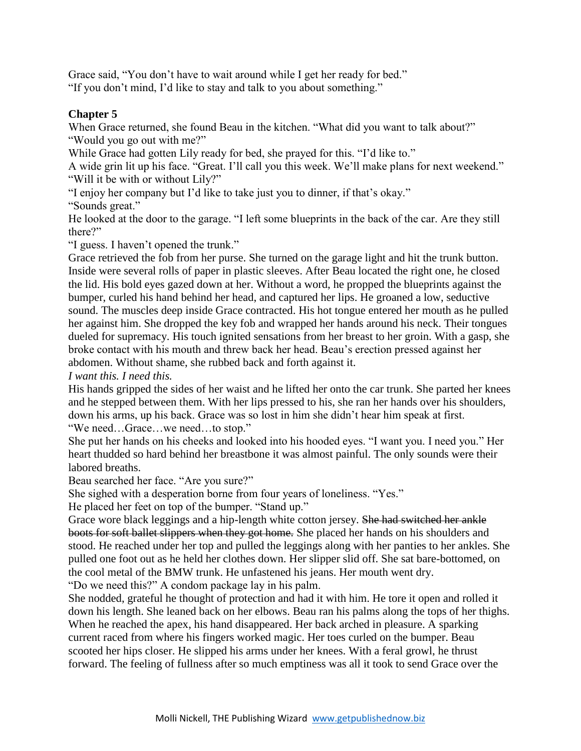Grace said, "You don't have to wait around while I get her ready for bed."
"If you don't mind, I'd like to stay and talk to you about something."

**Chapter 5**

When Grace returned, she found Beau in the kitchen. "What did you want to talk about?"
"Would you go out with me?"
While Grace had gotten Lily ready for bed, she prayed for this. "I'd like to."
A wide grin lit up his face. "Great. I'll call you this week. We'll make plans for next weekend."
"Will it be with or without Lily?"
"I enjoy her company but I'd like to take just you to dinner, if that's okay."
"Sounds great."
He looked at the door to the garage. "I left some blueprints in the back of the car. Are they still there?"
"I guess. I haven't opened the trunk."
Grace retrieved the fob from her purse. She turned on the garage light and hit the trunk button. Inside were several rolls of paper in plastic sleeves. After Beau located the right one, he closed the lid. His bold eyes gazed down at her. Without a word, he propped the blueprints against the bumper, curled his hand behind her head, and captured her lips. He groaned a low, seductive sound. The muscles deep inside Grace contracted. His hot tongue entered her mouth as he pulled her against him. She dropped the key fob and wrapped her hands around his neck. Their tongues dueled for supremacy. His touch ignited sensations from her breast to her groin. With a gasp, she broke contact with his mouth and threw back her head. Beau's erection pressed against her abdomen. Without shame, she rubbed back and forth against it.
*I want this. I need this.*
His hands gripped the sides of her waist and he lifted her onto the car trunk. She parted her knees and he stepped between them. With her lips pressed to his, she ran her hands over his shoulders, down his arms, up his back. Grace was so lost in him she didn't hear him speak at first.
"We need…Grace…we need…to stop."
She put her hands on his cheeks and looked into his hooded eyes. "I want you. I need you." Her heart thudded so hard behind her breastbone it was almost painful. The only sounds were their labored breaths.
Beau searched her face. "Are you sure?"
She sighed with a desperation borne from four years of loneliness. "Yes."
He placed her feet on top of the bumper. "Stand up."
Grace wore black leggings and a hip-length white cotton jersey. ~~She had switched her ankle boots for soft ballet slippers when they got home.~~ She placed her hands on his shoulders and stood. He reached under her top and pulled the leggings along with her panties to her ankles. She pulled one foot out as he held her clothes down. Her slipper slid off. She sat bare-bottomed, on the cool metal of the BMW trunk. He unfastened his jeans. Her mouth went dry.
"Do we need this?" A condom package lay in his palm.
She nodded, grateful he thought of protection and had it with him. He tore it open and rolled it down his length. She leaned back on her elbows. Beau ran his palms along the tops of her thighs. When he reached the apex, his hand disappeared. Her back arched in pleasure. A sparking current raced from where his fingers worked magic. Her toes curled on the bumper. Beau scooted her hips closer. He slipped his arms under her knees. With a feral growl, he thrust forward. The feeling of fullness after so much emptiness was all it took to send Grace over the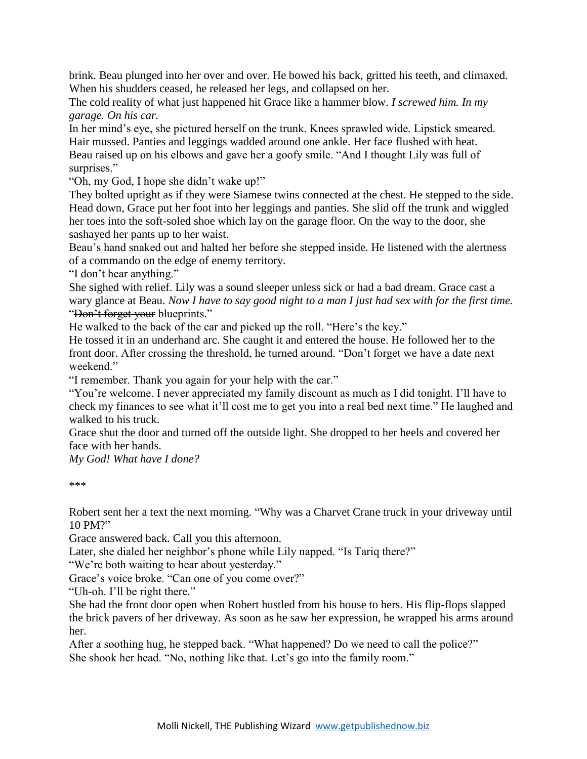brink. Beau plunged into her over and over. He bowed his back, gritted his teeth, and climaxed. When his shudders ceased, he released her legs, and collapsed on her.

The cold reality of what just happened hit Grace like a hammer blow. *I screwed him. In my garage. On his car.*

In her mind's eye, she pictured herself on the trunk. Knees sprawled wide. Lipstick smeared. Hair mussed. Panties and leggings wadded around one ankle. Her face flushed with heat.

Beau raised up on his elbows and gave her a goofy smile. "And I thought Lily was full of surprises."

"Oh, my God, I hope she didn't wake up!"

They bolted upright as if they were Siamese twins connected at the chest. He stepped to the side. Head down, Grace put her foot into her leggings and panties. She slid off the trunk and wiggled her toes into the soft-soled shoe which lay on the garage floor. On the way to the door, she sashayed her pants up to her waist.

Beau's hand snaked out and halted her before she stepped inside. He listened with the alertness of a commando on the edge of enemy territory.

"I don't hear anything."

She sighed with relief. Lily was a sound sleeper unless sick or had a bad dream. Grace cast a wary glance at Beau. *Now I have to say good night to a man I just had sex with for the first time.*

"~~Don't forget your~~ blueprints."

He walked to the back of the car and picked up the roll. "Here's the key."

He tossed it in an underhand arc. She caught it and entered the house. He followed her to the front door. After crossing the threshold, he turned around. "Don't forget we have a date next weekend."

"I remember. Thank you again for your help with the car."

"You're welcome. I never appreciated my family discount as much as I did tonight. I'll have to check my finances to see what it'll cost me to get you into a real bed next time." He laughed and walked to his truck.

Grace shut the door and turned off the outside light. She dropped to her heels and covered her face with her hands.

*My God! What have I done?*

\*\*\*

Robert sent her a text the next morning. "Why was a Charvet Crane truck in your driveway until 10 PM?"

Grace answered back. Call you this afternoon.

Later, she dialed her neighbor's phone while Lily napped. "Is Tariq there?"

"We're both waiting to hear about yesterday."

Grace's voice broke. "Can one of you come over?"

"Uh-oh. I'll be right there."

She had the front door open when Robert hustled from his house to hers. His flip-flops slapped the brick pavers of her driveway. As soon as he saw her expression, he wrapped his arms around her.

After a soothing hug, he stepped back. "What happened? Do we need to call the police?"

She shook her head. "No, nothing like that. Let's go into the family room."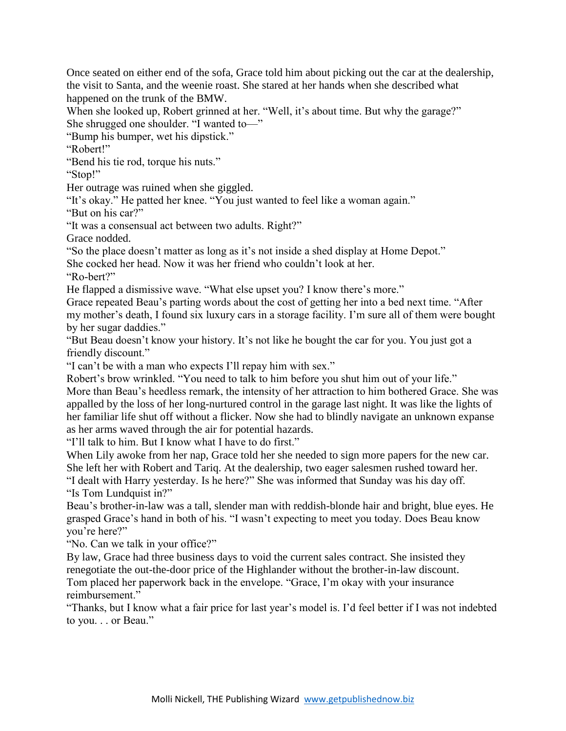Once seated on either end of the sofa, Grace told him about picking out the car at the dealership, the visit to Santa, and the weenie roast. She stared at her hands when she described what happened on the trunk of the BMW.

When she looked up, Robert grinned at her. "Well, it's about time. But why the garage?"

She shrugged one shoulder. "I wanted to—"

"Bump his bumper, wet his dipstick."

"Robert!"

"Bend his tie rod, torque his nuts."

"Stop!"

Her outrage was ruined when she giggled.

"It's okay." He patted her knee. "You just wanted to feel like a woman again."

"But on his car?"

"It was a consensual act between two adults. Right?"

Grace nodded.

"So the place doesn't matter as long as it's not inside a shed display at Home Depot."

She cocked her head. Now it was her friend who couldn't look at her.

"Ro-bert?"

He flapped a dismissive wave. "What else upset you? I know there's more."

Grace repeated Beau's parting words about the cost of getting her into a bed next time. "After my mother's death, I found six luxury cars in a storage facility. I'm sure all of them were bought by her sugar daddies."

"But Beau doesn't know your history. It's not like he bought the car for you. You just got a friendly discount."

"I can't be with a man who expects I'll repay him with sex."

Robert's brow wrinkled. "You need to talk to him before you shut him out of your life."

More than Beau's heedless remark, the intensity of her attraction to him bothered Grace. She was appalled by the loss of her long-nurtured control in the garage last night. It was like the lights of her familiar life shut off without a flicker. Now she had to blindly navigate an unknown expanse as her arms waved through the air for potential hazards.

"I'll talk to him. But I know what I have to do first."

When Lily awoke from her nap, Grace told her she needed to sign more papers for the new car. She left her with Robert and Tariq. At the dealership, two eager salesmen rushed toward her.

"I dealt with Harry yesterday. Is he here?" She was informed that Sunday was his day off.

"Is Tom Lundquist in?"

Beau's brother-in-law was a tall, slender man with reddish-blonde hair and bright, blue eyes. He grasped Grace's hand in both of his. "I wasn't expecting to meet you today. Does Beau know you're here?"

"No. Can we talk in your office?"

By law, Grace had three business days to void the current sales contract. She insisted they renegotiate the out-the-door price of the Highlander without the brother-in-law discount.

Tom placed her paperwork back in the envelope. "Grace, I'm okay with your insurance reimbursement."

"Thanks, but I know what a fair price for last year's model is. I'd feel better if I was not indebted to you. . . or Beau."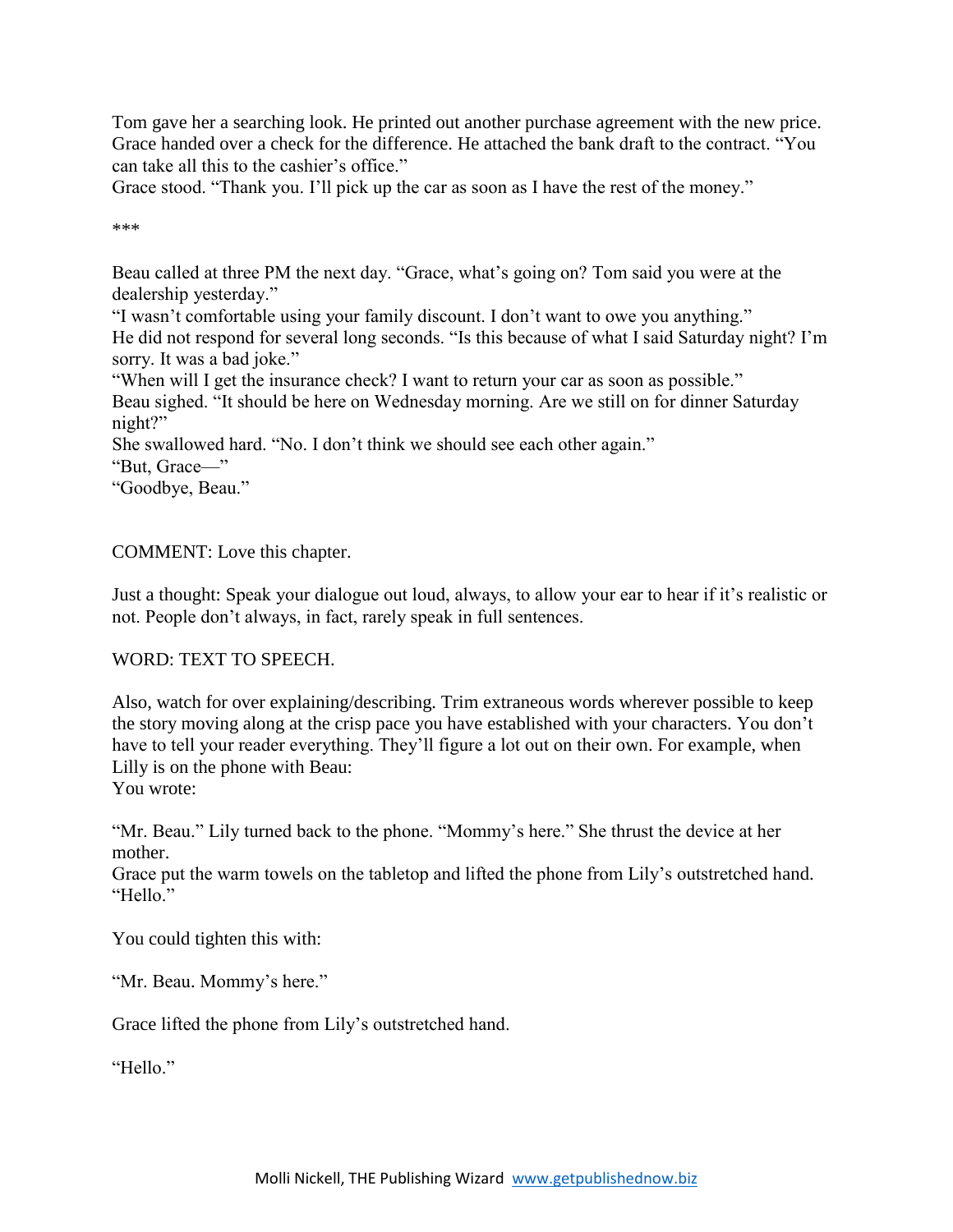Tom gave her a searching look. He printed out another purchase agreement with the new price. Grace handed over a check for the difference. He attached the bank draft to the contract. “You can take all this to the cashier’s office.”
Grace stood. “Thank you. I’ll pick up the car as soon as I have the rest of the money.”

***

Beau called at three PM the next day. “Grace, what’s going on? Tom said you were at the dealership yesterday.”
“I wasn’t comfortable using your family discount. I don’t want to owe you anything.”
He did not respond for several long seconds. “Is this because of what I said Saturday night? I’m sorry. It was a bad joke.”
“When will I get the insurance check? I want to return your car as soon as possible.”
Beau sighed. “It should be here on Wednesday morning. Are we still on for dinner Saturday night?”
She swallowed hard. “No. I don’t think we should see each other again.”
“But, Grace—”
“Goodbye, Beau.”

COMMENT: Love this chapter.

Just a thought: Speak your dialogue out loud, always, to allow your ear to hear if it’s realistic or not. People don’t always, in fact, rarely speak in full sentences.

WORD: TEXT TO SPEECH.

Also, watch for over explaining/describing. Trim extraneous words wherever possible to keep the story moving along at the crisp pace you have established with your characters. You don’t have to tell your reader everything. They’ll figure a lot out on their own. For example, when Lilly is on the phone with Beau:
You wrote:

“Mr. Beau.” Lily turned back to the phone. “Mommy’s here.” She thrust the device at her mother.
Grace put the warm towels on the tabletop and lifted the phone from Lily’s outstretched hand. “Hello.”

You could tighten this with:

“Mr. Beau. Mommy’s here.”

Grace lifted the phone from Lily’s outstretched hand.

“Hello.”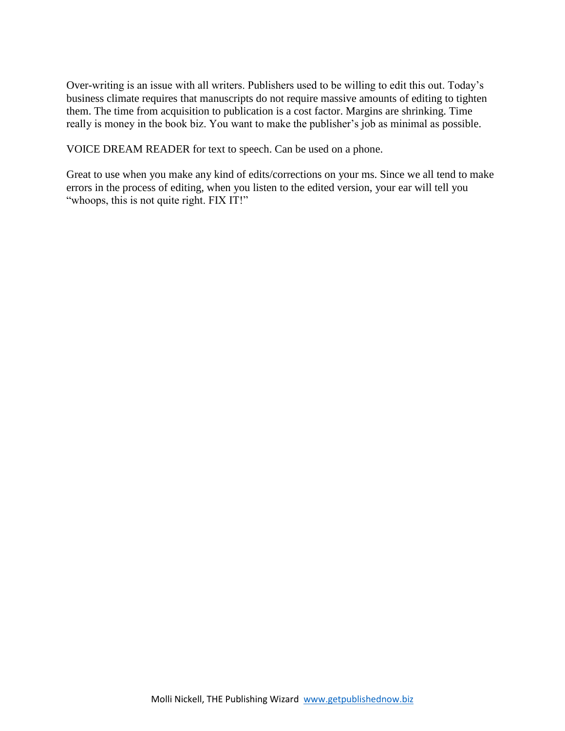Over-writing is an issue with all writers. Publishers used to be willing to edit this out. Today's business climate requires that manuscripts do not require massive amounts of editing to tighten them. The time from acquisition to publication is a cost factor. Margins are shrinking. Time really is money in the book biz. You want to make the publisher's job as minimal as possible.

VOICE DREAM READER for text to speech. Can be used on a phone.

Great to use when you make any kind of edits/corrections on your ms. Since we all tend to make errors in the process of editing, when you listen to the edited version, your ear will tell you "whoops, this is not quite right. FIX IT!"